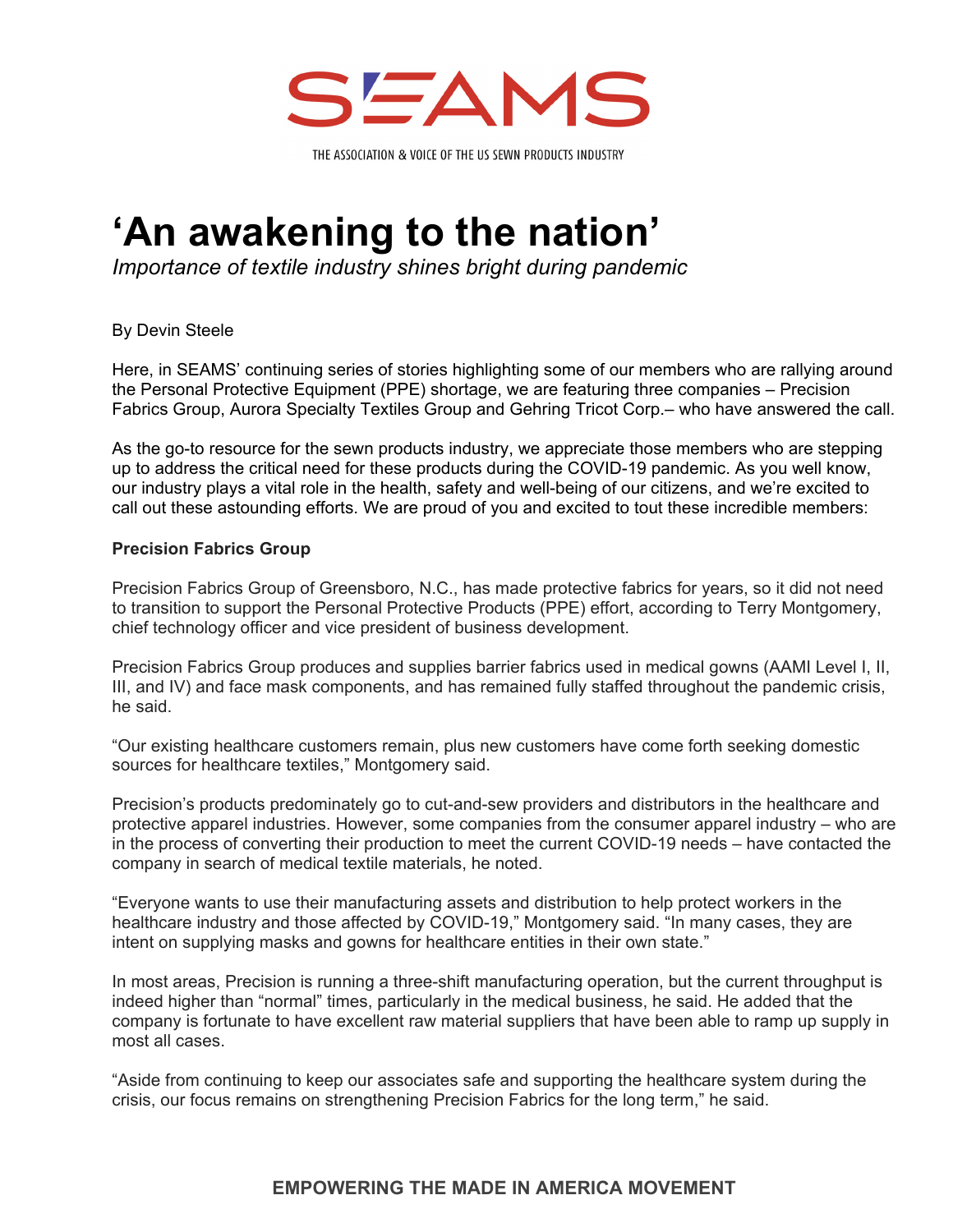SEAMS

THE ASSOCIATION & VOICE OF THE US SEWN PRODUCTS INDUSTRY

# 'An awakening to the nation'

*Importance of textile industry shines bright during pandemic*

By Devin Steele

Here, in SEAMS' continuing series of stories highlighting some of our members who are rallying around the Personal Protective Equipment (PPE) shortage, we are featuring three companies – Precision Fabrics Group, Aurora Specialty Textiles Group and Gehring Tricot Corp.– who have answered the call.

As the go-to resource for the sewn products industry, we appreciate those members who are stepping up to address the critical need for these products during the COVID-19 pandemic. As you well know, our industry plays a vital role in the health, safety and well-being of our citizens, and we're excited to call out these astounding efforts. We are proud of you and excited to tout these incredible members:

**Precision Fabrics Group**

Precision Fabrics Group of Greensboro, N.C., has made protective fabrics for years, so it did not need to transition to support the Personal Protective Products (PPE) effort, according to Terry Montgomery, chief technology officer and vice president of business development.

Precision Fabrics Group produces and supplies barrier fabrics used in medical gowns (AAMI Level I, II, III, and IV) and face mask components, and has remained fully staffed throughout the pandemic crisis, he said.

"Our existing healthcare customers remain, plus new customers have come forth seeking domestic sources for healthcare textiles," Montgomery said.

Precision's products predominately go to cut-and-sew providers and distributors in the healthcare and protective apparel industries. However, some companies from the consumer apparel industry – who are in the process of converting their production to meet the current COVID-19 needs – have contacted the company in search of medical textile materials, he noted.

"Everyone wants to use their manufacturing assets and distribution to help protect workers in the healthcare industry and those affected by COVID-19," Montgomery said. "In many cases, they are intent on supplying masks and gowns for healthcare entities in their own state."

In most areas, Precision is running a three-shift manufacturing operation, but the current throughput is indeed higher than "normal" times, particularly in the medical business, he said. He added that the company is fortunate to have excellent raw material suppliers that have been able to ramp up supply in most all cases.

"Aside from continuing to keep our associates safe and supporting the healthcare system during the crisis, our focus remains on strengthening Precision Fabrics for the long term," he said.

**EMPOWERING THE MADE IN AMERICA MOVEMENT**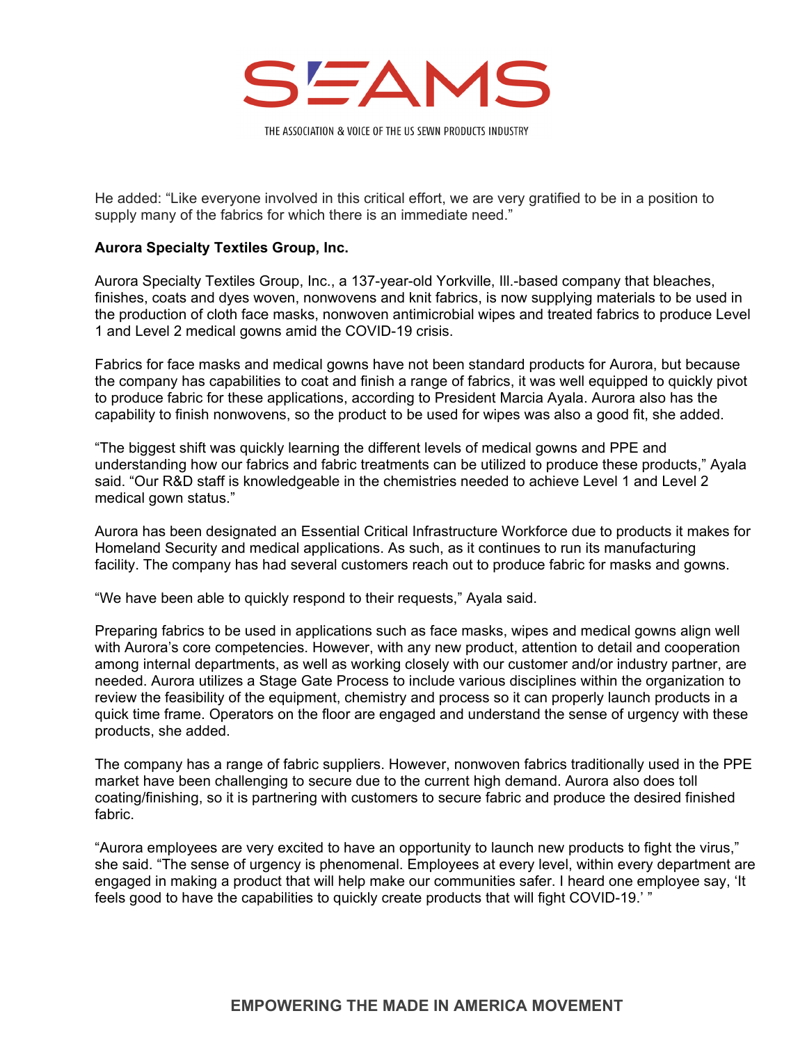He added: “Like everyone involved in this critical effort, we are very gratified to be in a position to supply many of the fabrics for which there is an immediate need.”

**Aurora Specialty Textiles Group, Inc.**

Aurora Specialty Textiles Group, Inc., a 137-year-old Yorkville, Ill.-based company that bleaches, finishes, coats and dyes woven, nonwovens and knit fabrics, is now supplying materials to be used in the production of cloth face masks, nonwoven antimicrobial wipes and treated fabrics to produce Level 1 and Level 2 medical gowns amid the COVID-19 crisis.

Fabrics for face masks and medical gowns have not been standard products for Aurora, but because the company has capabilities to coat and finish a range of fabrics, it was well equipped to quickly pivot to produce fabric for these applications, according to President Marcia Ayala. Aurora also has the capability to finish nonwovens, so the product to be used for wipes was also a good fit, she added.

“The biggest shift was quickly learning the different levels of medical gowns and PPE and understanding how our fabrics and fabric treatments can be utilized to produce these products,” Ayala said. “Our R&D staff is knowledgeable in the chemistries needed to achieve Level 1 and Level 2 medical gown status.”

Aurora has been designated an Essential Critical Infrastructure Workforce due to products it makes for Homeland Security and medical applications. As such, as it continues to run its manufacturing facility. The company has had several customers reach out to produce fabric for masks and gowns.

“We have been able to quickly respond to their requests,” Ayala said.

Preparing fabrics to be used in applications such as face masks, wipes and medical gowns align well with Aurora’s core competencies. However, with any new product, attention to detail and cooperation among internal departments, as well as working closely with our customer and/or industry partner, are needed. Aurora utilizes a Stage Gate Process to include various disciplines within the organization to review the feasibility of the equipment, chemistry and process so it can properly launch products in a quick time frame. Operators on the floor are engaged and understand the sense of urgency with these products, she added.

The company has a range of fabric suppliers. However, nonwoven fabrics traditionally used in the PPE market have been challenging to secure due to the current high demand. Aurora also does toll coating/finishing, so it is partnering with customers to secure fabric and produce the desired finished fabric.

“Aurora employees are very excited to have an opportunity to launch new products to fight the virus,” she said. “The sense of urgency is phenomenal. Employees at every level, within every department are engaged in making a product that will help make our communities safer. I heard one employee say, ‘It feels good to have the capabilities to quickly create products that will fight COVID-19.’ ”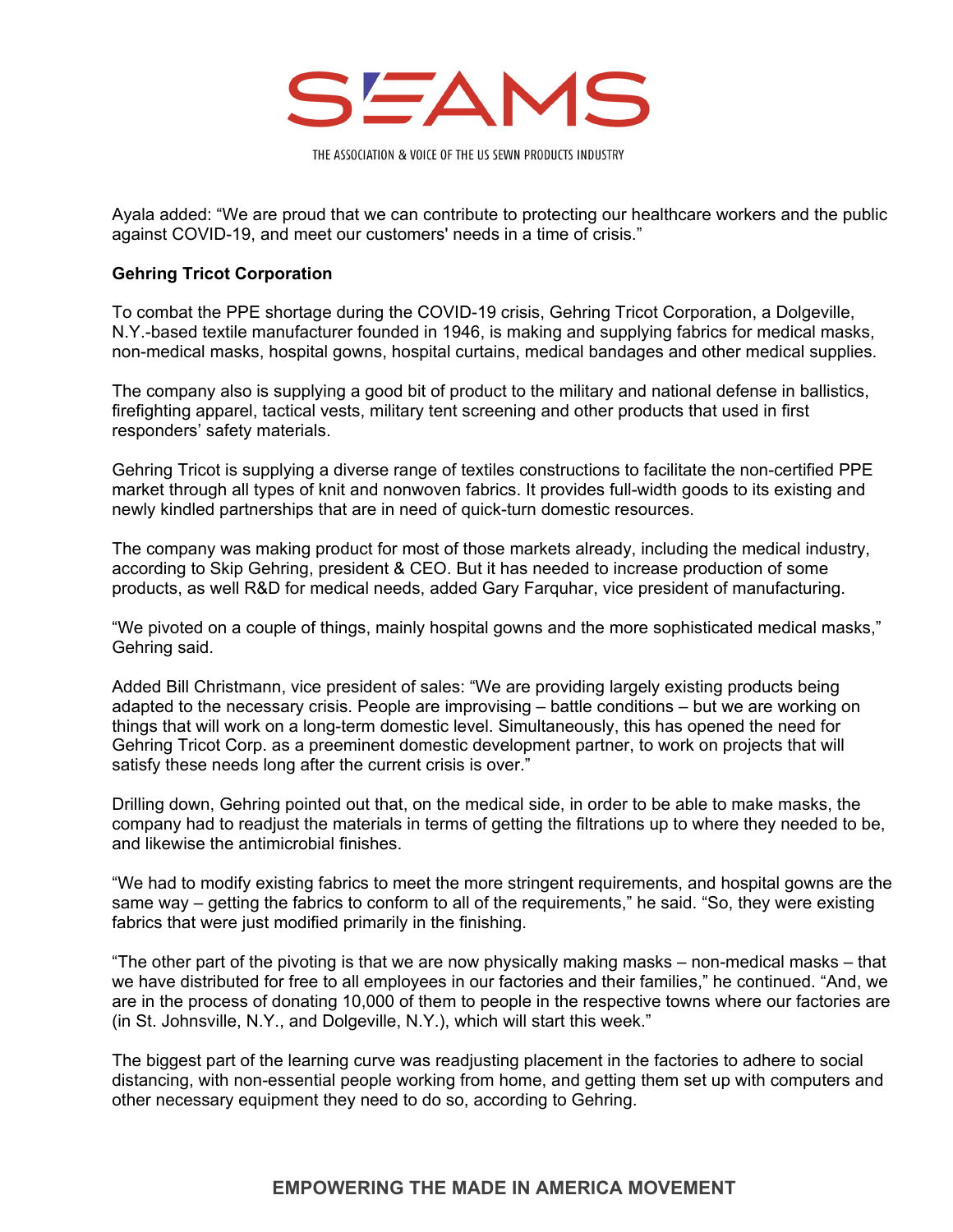Ayala added: “We are proud that we can contribute to protecting our healthcare workers and the public against COVID-19, and meet our customers' needs in a time of crisis.”

**Gehring Tricot Corporation**

To combat the PPE shortage during the COVID-19 crisis, Gehring Tricot Corporation, a Dolgeville, N.Y.-based textile manufacturer founded in 1946, is making and supplying fabrics for medical masks, non-medical masks, hospital gowns, hospital curtains, medical bandages and other medical supplies.

The company also is supplying a good bit of product to the military and national defense in ballistics, firefighting apparel, tactical vests, military tent screening and other products that used in first responders’ safety materials.

Gehring Tricot is supplying a diverse range of textiles constructions to facilitate the non-certified PPE market through all types of knit and nonwoven fabrics. It provides full-width goods to its existing and newly kindled partnerships that are in need of quick-turn domestic resources.

The company was making product for most of those markets already, including the medical industry, according to Skip Gehring, president & CEO. But it has needed to increase production of some products, as well R&D for medical needs, added Gary Farquhar, vice president of manufacturing.

“We pivoted on a couple of things, mainly hospital gowns and the more sophisticated medical masks,” Gehring said.

Added Bill Christmann, vice president of sales: “We are providing largely existing products being adapted to the necessary crisis. People are improvising – battle conditions – but we are working on things that will work on a long-term domestic level. Simultaneously, this has opened the need for Gehring Tricot Corp. as a preeminent domestic development partner, to work on projects that will satisfy these needs long after the current crisis is over.”

Drilling down, Gehring pointed out that, on the medical side, in order to be able to make masks, the company had to readjust the materials in terms of getting the filtrations up to where they needed to be, and likewise the antimicrobial finishes.

“We had to modify existing fabrics to meet the more stringent requirements, and hospital gowns are the same way – getting the fabrics to conform to all of the requirements,” he said. “So, they were existing fabrics that were just modified primarily in the finishing.

“The other part of the pivoting is that we are now physically making masks – non-medical masks – that we have distributed for free to all employees in our factories and their families,” he continued. “And, we are in the process of donating 10,000 of them to people in the respective towns where our factories are (in St. Johnsville, N.Y., and Dolgeville, N.Y.), which will start this week.”

The biggest part of the learning curve was readjusting placement in the factories to adhere to social distancing, with non-essential people working from home, and getting them set up with computers and other necessary equipment they need to do so, according to Gehring.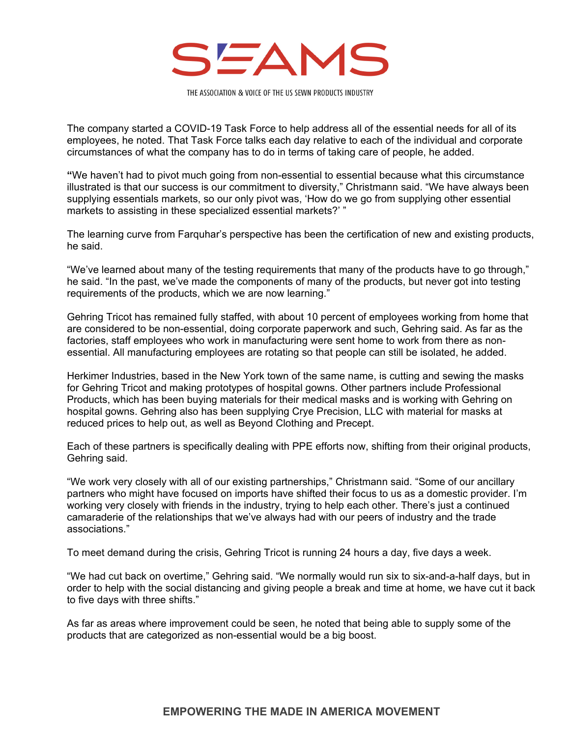The company started a COVID-19 Task Force to help address all of the essential needs for all of its employees, he noted. That Task Force talks each day relative to each of the individual and corporate circumstances of what the company has to do in terms of taking care of people, he added.

**"**We haven't had to pivot much going from non-essential to essential because what this circumstance illustrated is that our success is our commitment to diversity," Christmann said. "We have always been supplying essentials markets, so our only pivot was, 'How do we go from supplying other essential markets to assisting in these specialized essential markets?' "

The learning curve from Farquhar's perspective has been the certification of new and existing products, he said.

"We've learned about many of the testing requirements that many of the products have to go through," he said. "In the past, we've made the components of many of the products, but never got into testing requirements of the products, which we are now learning."

Gehring Tricot has remained fully staffed, with about 10 percent of employees working from home that are considered to be non-essential, doing corporate paperwork and such, Gehring said. As far as the factories, staff employees who work in manufacturing were sent home to work from there as non-essential. All manufacturing employees are rotating so that people can still be isolated, he added.

Herkimer Industries, based in the New York town of the same name, is cutting and sewing the masks for Gehring Tricot and making prototypes of hospital gowns. Other partners include Professional Products, which has been buying materials for their medical masks and is working with Gehring on hospital gowns. Gehring also has been supplying Crye Precision, LLC with material for masks at reduced prices to help out, as well as Beyond Clothing and Precept.

Each of these partners is specifically dealing with PPE efforts now, shifting from their original products, Gehring said.

"We work very closely with all of our existing partnerships," Christmann said. "Some of our ancillary partners who might have focused on imports have shifted their focus to us as a domestic provider. I'm working very closely with friends in the industry, trying to help each other. There's just a continued camaraderie of the relationships that we've always had with our peers of industry and the trade associations."

To meet demand during the crisis, Gehring Tricot is running 24 hours a day, five days a week.

"We had cut back on overtime," Gehring said. "We normally would run six to six-and-a-half days, but in order to help with the social distancing and giving people a break and time at home, we have cut it back to five days with three shifts."

As far as areas where improvement could be seen, he noted that being able to supply some of the products that are categorized as non-essential would be a big boost.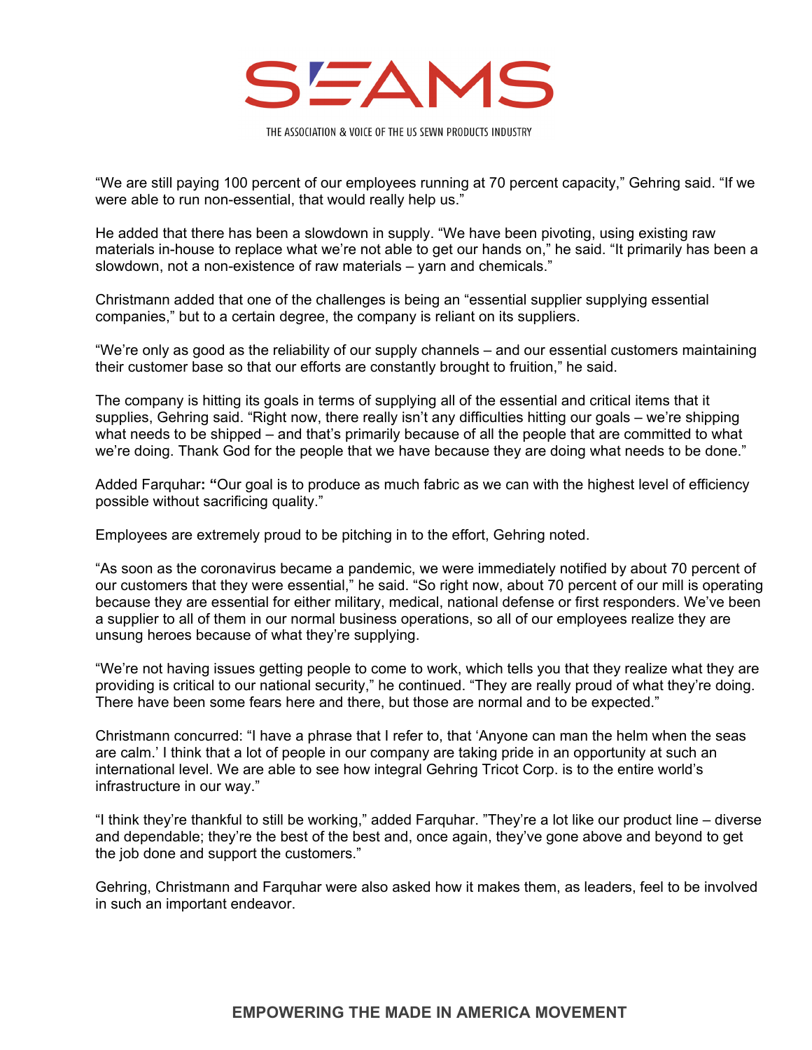"We are still paying 100 percent of our employees running at 70 percent capacity," Gehring said. "If we were able to run non-essential, that would really help us."

He added that there has been a slowdown in supply. "We have been pivoting, using existing raw materials in-house to replace what we're not able to get our hands on," he said. "It primarily has been a slowdown, not a non-existence of raw materials – yarn and chemicals."

Christmann added that one of the challenges is being an "essential supplier supplying essential companies," but to a certain degree, the company is reliant on its suppliers.

"We're only as good as the reliability of our supply channels – and our essential customers maintaining their customer base so that our efforts are constantly brought to fruition," he said.

The company is hitting its goals in terms of supplying all of the essential and critical items that it supplies, Gehring said. "Right now, there really isn't any difficulties hitting our goals – we're shipping what needs to be shipped – and that's primarily because of all the people that are committed to what we're doing. Thank God for the people that we have because they are doing what needs to be done."

Added Farquhar**: "**Our goal is to produce as much fabric as we can with the highest level of efficiency possible without sacrificing quality."

Employees are extremely proud to be pitching in to the effort, Gehring noted.

"As soon as the coronavirus became a pandemic, we were immediately notified by about 70 percent of our customers that they were essential," he said. "So right now, about 70 percent of our mill is operating because they are essential for either military, medical, national defense or first responders. We've been a supplier to all of them in our normal business operations, so all of our employees realize they are unsung heroes because of what they're supplying.

"We're not having issues getting people to come to work, which tells you that they realize what they are providing is critical to our national security," he continued. "They are really proud of what they're doing. There have been some fears here and there, but those are normal and to be expected."

Christmann concurred: "I have a phrase that I refer to, that 'Anyone can man the helm when the seas are calm.' I think that a lot of people in our company are taking pride in an opportunity at such an international level. We are able to see how integral Gehring Tricot Corp. is to the entire world's infrastructure in our way."

"I think they're thankful to still be working," added Farquhar. "They're a lot like our product line – diverse and dependable; they're the best of the best and, once again, they've gone above and beyond to get the job done and support the customers."

Gehring, Christmann and Farquhar were also asked how it makes them, as leaders, feel to be involved in such an important endeavor.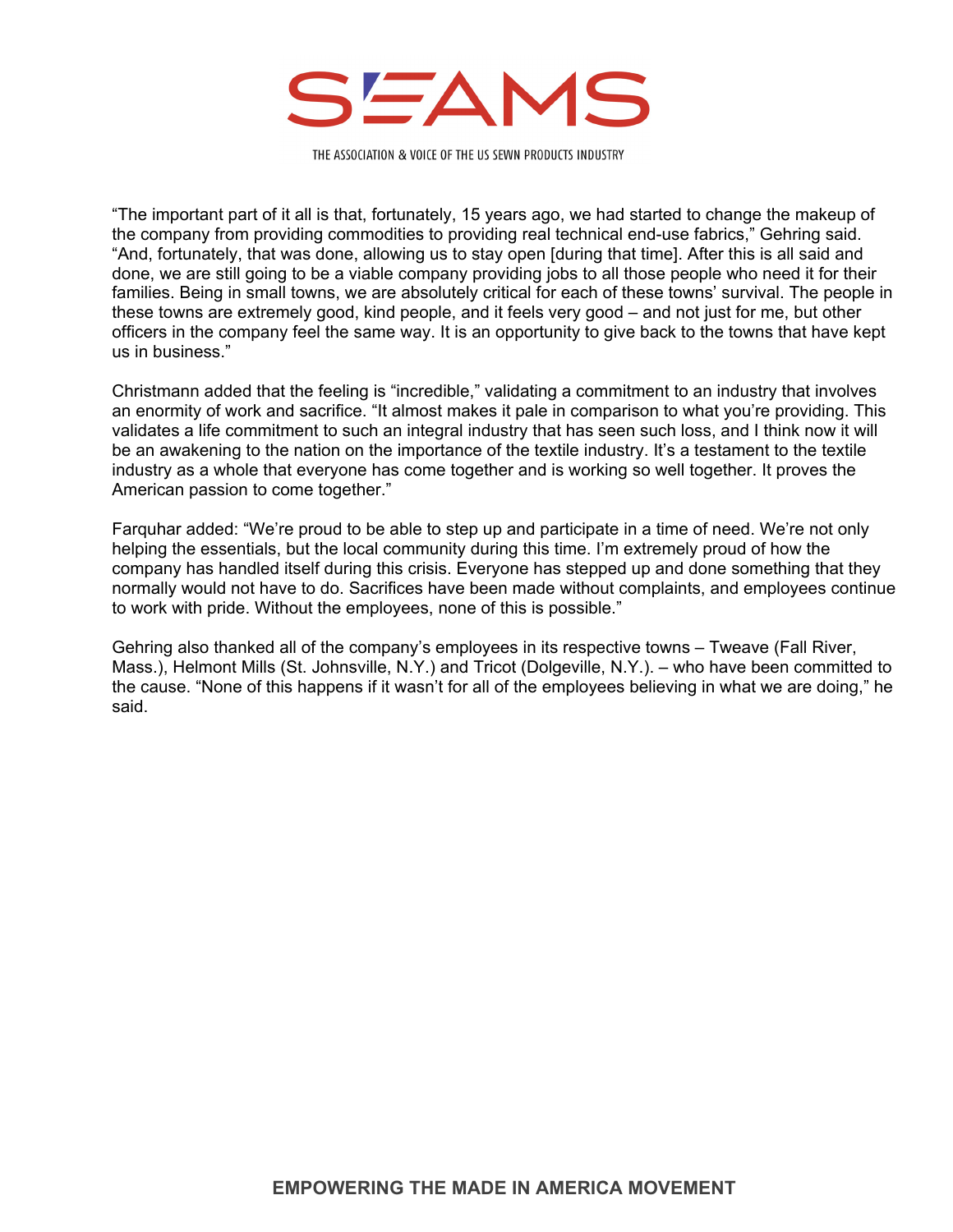"The important part of it all is that, fortunately, 15 years ago, we had started to change the makeup of the company from providing commodities to providing real technical end-use fabrics," Gehring said. "And, fortunately, that was done, allowing us to stay open [during that time]. After this is all said and done, we are still going to be a viable company providing jobs to all those people who need it for their families. Being in small towns, we are absolutely critical for each of these towns' survival. The people in these towns are extremely good, kind people, and it feels very good – and not just for me, but other officers in the company feel the same way. It is an opportunity to give back to the towns that have kept us in business."

Christmann added that the feeling is "incredible," validating a commitment to an industry that involves an enormity of work and sacrifice. "It almost makes it pale in comparison to what you're providing. This validates a life commitment to such an integral industry that has seen such loss, and I think now it will be an awakening to the nation on the importance of the textile industry. It's a testament to the textile industry as a whole that everyone has come together and is working so well together. It proves the American passion to come together."

Farquhar added: "We're proud to be able to step up and participate in a time of need. We're not only helping the essentials, but the local community during this time. I'm extremely proud of how the company has handled itself during this crisis. Everyone has stepped up and done something that they normally would not have to do. Sacrifices have been made without complaints, and employees continue to work with pride. Without the employees, none of this is possible."

Gehring also thanked all of the company's employees in its respective towns – Tweave (Fall River, Mass.), Helmont Mills (St. Johnsville, N.Y.) and Tricot (Dolgeville, N.Y.). – who have been committed to the cause. "None of this happens if it wasn't for all of the employees believing in what we are doing," he said.